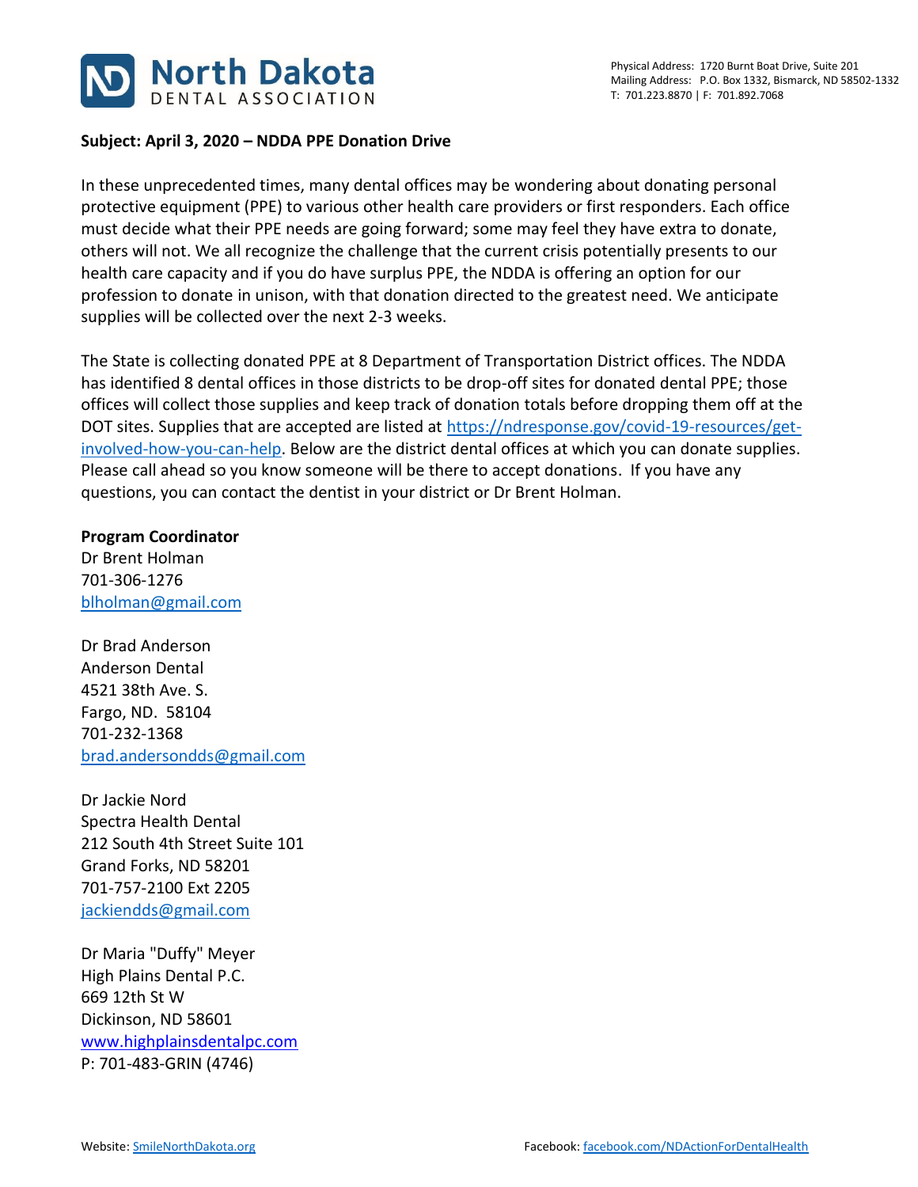**North Dakota DENTAL ASSOCIATION**

Physical Address: 1720 Burnt Boat Drive, Suite 201
Mailing Address: P.O. Box 1332, Bismarck, ND 58502-1332
T: 701.223.8870 | F: 701.892.7068

**Subject: April 3, 2020 – NDDA PPE Donation Drive**

In these unprecedented times, many dental offices may be wondering about donating personal protective equipment (PPE) to various other health care providers or first responders. Each office must decide what their PPE needs are going forward; some may feel they have extra to donate, others will not. We all recognize the challenge that the current crisis potentially presents to our health care capacity and if you do have surplus PPE, the NDDA is offering an option for our profession to donate in unison, with that donation directed to the greatest need. We anticipate supplies will be collected over the next 2-3 weeks.

The State is collecting donated PPE at 8 Department of Transportation District offices. The NDDA has identified 8 dental offices in those districts to be drop-off sites for donated dental PPE; those offices will collect those supplies and keep track of donation totals before dropping them off at the DOT sites. Supplies that are accepted are listed at https://ndresponse.gov/covid-19-resources/get-involved-how-you-can-help. Below are the district dental offices at which you can donate supplies. Please call ahead so you know someone will be there to accept donations. If you have any questions, you can contact the dentist in your district or Dr Brent Holman.

**Program Coordinator**
Dr Brent Holman
701-306-1276
blholman@gmail.com

Dr Brad Anderson
Anderson Dental
4521 38th Ave. S.
Fargo, ND. 58104
701-232-1368
brad.andersondds@gmail.com

Dr Jackie Nord
Spectra Health Dental
212 South 4th Street Suite 101
Grand Forks, ND 58201
701-757-2100 Ext 2205
jackiendds@gmail.com

Dr Maria "Duffy" Meyer
High Plains Dental P.C.
669 12th St W
Dickinson, ND 58601
www.highplainsdentalpc.com
P: 701-483-GRIN (4746)

Website: SmileNorthDakota.org
Facebook: facebook.com/NDActionForDentalHealth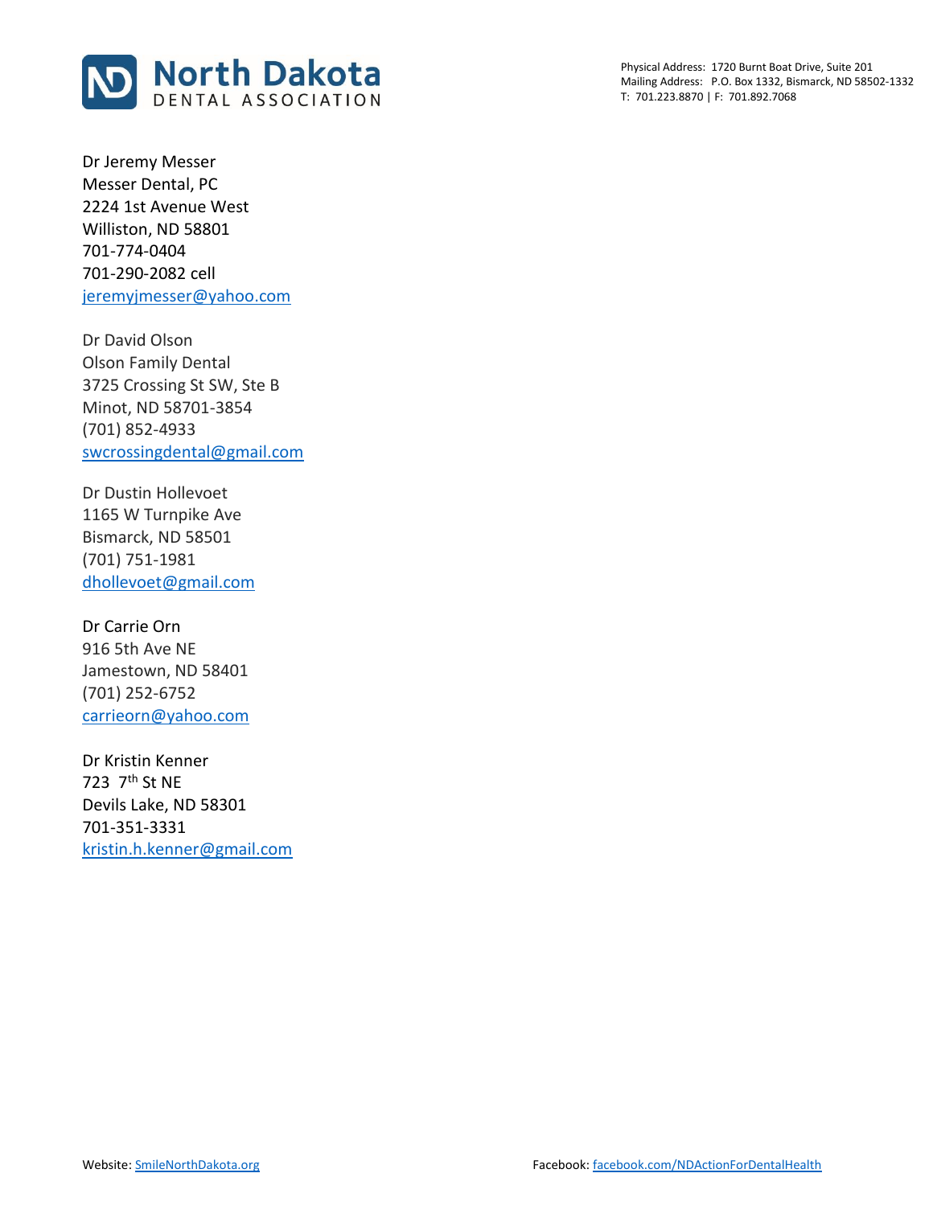North Dakota
DENTAL ASSOCIATION

Physical Address: 1720 Burnt Boat Drive, Suite 201
Mailing Address: P.O. Box 1332, Bismarck, ND 58502-1332
T: 701.223.8870 | F: 701.892.7068

Dr Jeremy Messer
Messer Dental, PC
2224 1st Avenue West
Williston, ND 58801
701-774-0404
701-290-2082 cell
jeremyjmesser@yahoo.com

Dr David Olson
Olson Family Dental
3725 Crossing St SW, Ste B
Minot, ND 58701-3854
(701) 852-4933
swcrossingdental@gmail.com

Dr Dustin Hollevoet
1165 W Turnpike Ave
Bismarck, ND 58501
(701) 751-1981
dhollevoet@gmail.com

Dr Carrie Orn
916 5th Ave NE
Jamestown, ND 58401
(701) 252-6752
carrieorn@yahoo.com

Dr Kristin Kenner
723 7th St NE
Devils Lake, ND 58301
701-351-3331
kristin.h.kenner@gmail.com

Website: SmileNorthDakota.org

Facebook: facebook.com/NDActionForDentalHealth